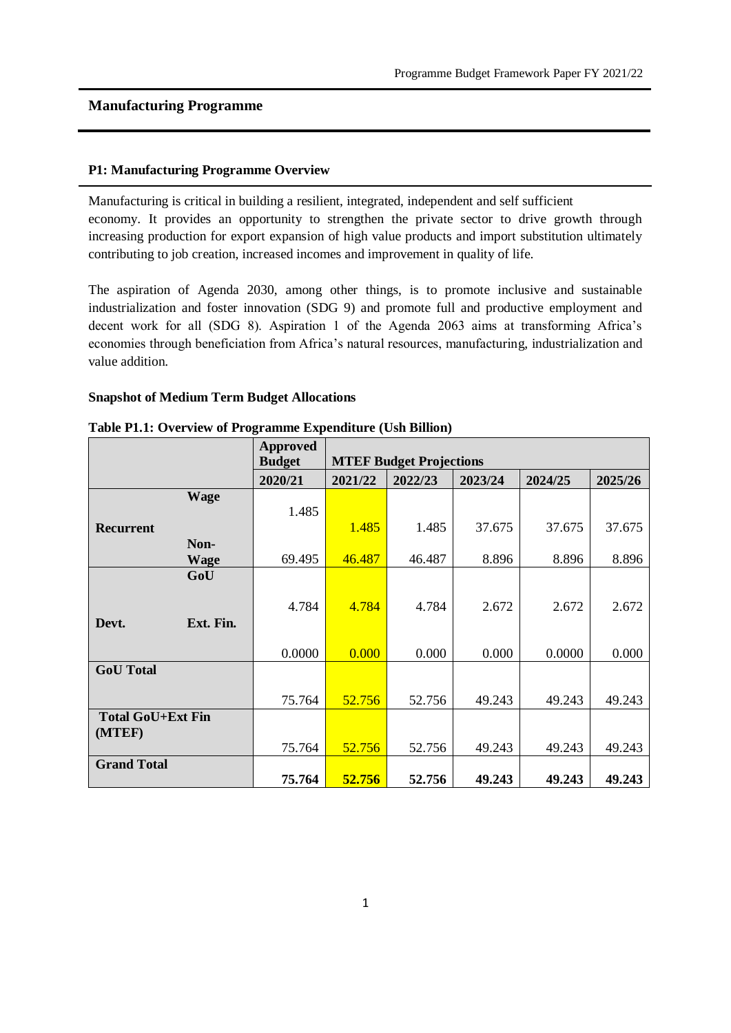## Manufacturing Programme

### P1: Manufacturing Programme Overview

Manufacturing is critical in building a resilient, integrated, independent and self sufficient economy. It provides an opportunity to strengthen the private sector to drive growth through increasing production for export expansion of high value products and import substitution ultimately contributing to job creation, increased incomes and improvement in quality of life.

The aspiration of Agenda 2030, among other things, is to promote inclusive and sustainable industrialization and foster innovation (SDG 9) and promote full and productive employment and decent work for all (SDG 8). Aspiration 1 of the Agenda 2063 aims at transforming Africa's economies through beneficiation from Africa's natural resources, manufacturing, industrialization and value addition.

**Snapshot of Medium Term Budget Allocations**

**Table P1.1: Overview of Programme Expenditure (Ush Billion)**

| | | Approved Budget | MTEF Budget Projections | | | | |
|---|---|---|---|---|---|---|---|
| | | 2020/21 | 2021/22 | 2022/23 | 2023/24 | 2024/25 | 2025/26 |
| Recurrent | Wage | 1.485 | 1.485 | 1.485 | 37.675 | 37.675 | 37.675 |
| | Non-Wage | 69.495 | 46.487 | 46.487 | 8.896 | 8.896 | 8.896 |
| Devt. | GoU | 4.784 | 4.784 | 4.784 | 2.672 | 2.672 | 2.672 |
| | Ext. Fin. | 0.0000 | 0.000 | 0.000 | 0.000 | 0.0000 | 0.000 |
| **GoU Total** | | 75.764 | 52.756 | 52.756 | 49.243 | 49.243 | 49.243 |
| **Total GoU+Ext Fin (MTEF)** | | 75.764 | 52.756 | 52.756 | 49.243 | 49.243 | 49.243 |
| **Grand Total** | | **75.764** | **52.756** | **52.756** | **49.243** | **49.243** | **49.243** |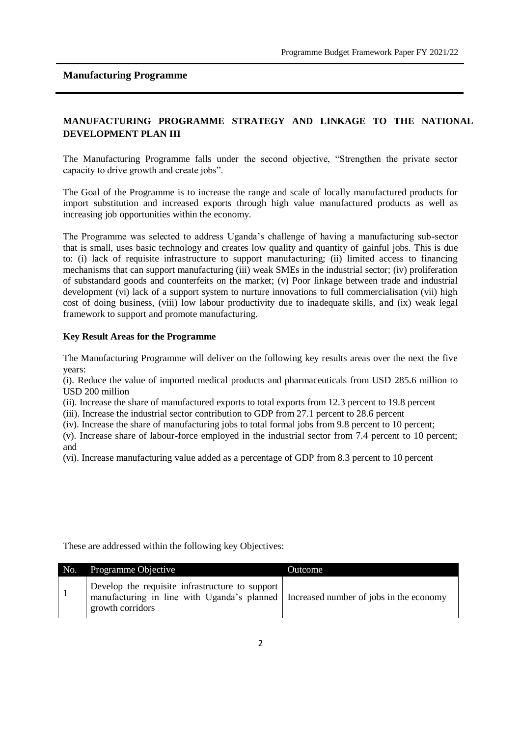## Manufacturing Programme

### MANUFACTURING PROGRAMME STRATEGY AND LINKAGE TO THE NATIONAL DEVELOPMENT PLAN III

The Manufacturing Programme falls under the second objective, "Strengthen the private sector capacity to drive growth and create jobs".

The Goal of the Programme is to increase the range and scale of locally manufactured products for import substitution and increased exports through high value manufactured products as well as increasing job opportunities within the economy.

The Programme was selected to address Uganda's challenge of having a manufacturing sub-sector that is small, uses basic technology and creates low quality and quantity of gainful jobs. This is due to: (i) lack of requisite infrastructure to support manufacturing; (ii) limited access to financing mechanisms that can support manufacturing (iii) weak SMEs in the industrial sector; (iv) proliferation of substandard goods and counterfeits on the market; (v) Poor linkage between trade and industrial development (vi) lack of a support system to nurture innovations to full commercialisation (vii) high cost of doing business, (viii) low labour productivity due to inadequate skills, and (ix) weak legal framework to support and promote manufacturing.

**Key Result Areas for the Programme**

The Manufacturing Programme will deliver on the following key results areas over the next the five years:

(i). Reduce the value of imported medical products and pharmaceuticals from USD 285.6 million to USD 200 million

(ii). Increase the share of manufactured exports to total exports from 12.3 percent to 19.8 percent

(iii). Increase the industrial sector contribution to GDP from 27.1 percent to 28.6 percent

(iv). Increase the share of manufacturing jobs to total formal jobs from 9.8 percent to 10 percent;

(v). Increase share of labour-force employed in the industrial sector from 7.4 percent to 10 percent; and

(vi). Increase manufacturing value added as a percentage of GDP from 8.3 percent to 10 percent

These are addressed within the following key Objectives:

| No. | Programme Objective | Outcome |
|---|---|---|
| 1 | Develop the requisite infrastructure to support manufacturing in line with Uganda's planned growth corridors | Increased number of jobs in the economy |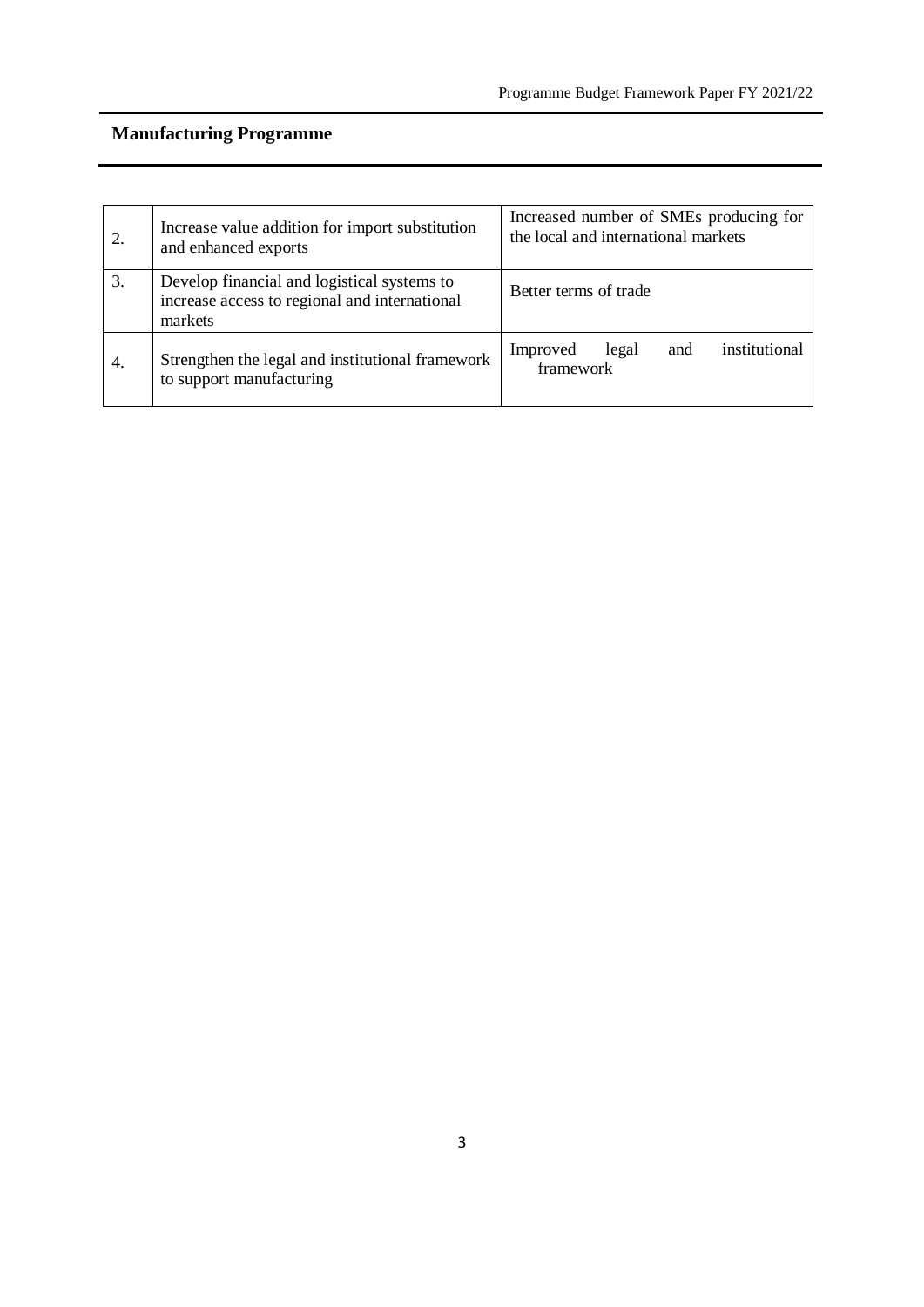## Manufacturing Programme

| | | |
|---|---|---|
| 2. | Increase value addition for import substitution and enhanced exports | Increased number of SMEs producing for the local and international markets |
| 3. | Develop financial and logistical systems to increase access to regional and international markets | Better terms of trade |
| 4. | Strengthen the legal and institutional framework to support manufacturing | Improved legal and institutional framework |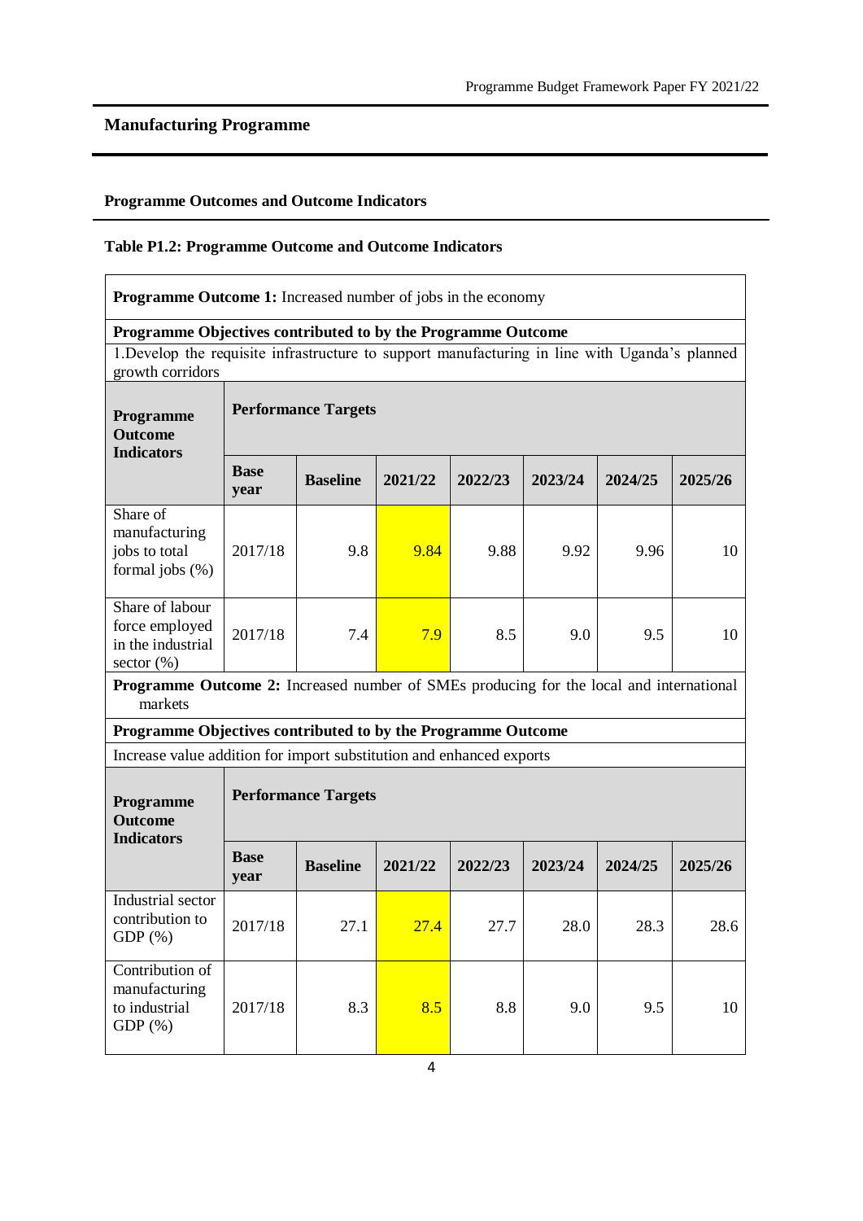## Manufacturing Programme

### Programme Outcomes and Outcome Indicators

**Table P1.2: Programme Outcome and Outcome Indicators**

| **Programme Outcome 1:** Increased number of jobs in the economy | | | | | | | |
|---|---|---|---|---|---|---|---|
| **Programme Objectives contributed to by the Programme Outcome** | | | | | | | |
| 1.Develop the requisite infrastructure to support manufacturing in line with Uganda's planned growth corridors | | | | | | | |
| **Programme Outcome Indicators** | **Performance Targets** | | | | | | |
| | **Base year** | **Baseline** | **2021/22** | **2022/23** | **2023/24** | **2024/25** | **2025/26** |
| Share of manufacturing jobs to total formal jobs (%) | 2017/18 | 9.8 | 9.84 | 9.88 | 9.92 | 9.96 | 10 |
| Share of labour force employed in the industrial sector (%) | 2017/18 | 7.4 | 7.9 | 8.5 | 9.0 | 9.5 | 10 |
| **Programme Outcome 2:** Increased number of SMEs producing for the local and international markets | | | | | | | |
| **Programme Objectives contributed to by the Programme Outcome** | | | | | | | |
| Increase value addition for import substitution and enhanced exports | | | | | | | |
| **Programme Outcome Indicators** | **Performance Targets** | | | | | | |
| | **Base year** | **Baseline** | **2021/22** | **2022/23** | **2023/24** | **2024/25** | **2025/26** |
| Industrial sector contribution to GDP (%) | 2017/18 | 27.1 | 27.4 | 27.7 | 28.0 | 28.3 | 28.6 |
| Contribution of manufacturing to industrial GDP (%) | 2017/18 | 8.3 | 8.5 | 8.8 | 9.0 | 9.5 | 10 |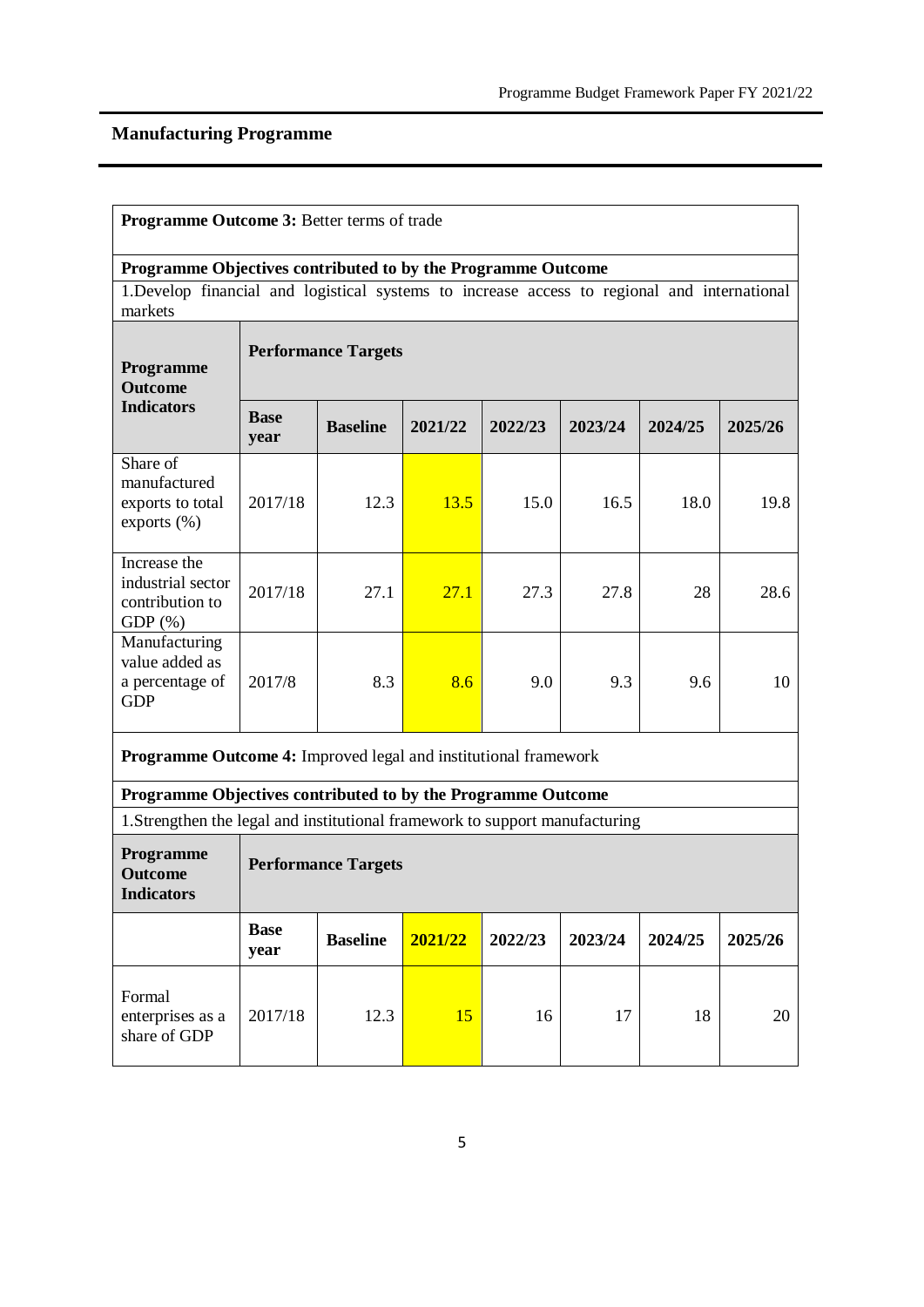## Manufacturing Programme

| **Programme Outcome 3:** Better terms of trade | | | | | | | |
|---|---|---|---|---|---|---|---|
| **Programme Objectives contributed to by the Programme Outcome** | | | | | | | |
| 1.Develop financial and logistical systems to increase access to regional and international markets | | | | | | | |
| **Programme Outcome Indicators** | **Performance Targets** | | | | | | |
| | **Base year** | **Baseline** | **2021/22** | **2022/23** | **2023/24** | **2024/25** | **2025/26** |
| Share of manufactured exports to total exports (%) | 2017/18 | 12.3 | 13.5 | 15.0 | 16.5 | 18.0 | 19.8 |
| Increase the industrial sector contribution to GDP (%) | 2017/18 | 27.1 | 27.1 | 27.3 | 27.8 | 28 | 28.6 |
| Manufacturing value added as a percentage of GDP | 2017/8 | 8.3 | 8.6 | 9.0 | 9.3 | 9.6 | 10 |

| **Programme Outcome 4:** Improved legal and institutional framework | | | | | | | |
|---|---|---|---|---|---|---|---|
| **Programme Objectives contributed to by the Programme Outcome** | | | | | | | |
| 1.Strengthen the legal and institutional framework to support manufacturing | | | | | | | |
| **Programme Outcome Indicators** | **Performance Targets** | | | | | | |
| | **Base year** | **Baseline** | **2021/22** | **2022/23** | **2023/24** | **2024/25** | **2025/26** |
| Formal enterprises as a share of GDP | 2017/18 | 12.3 | 15 | 16 | 17 | 18 | 20 |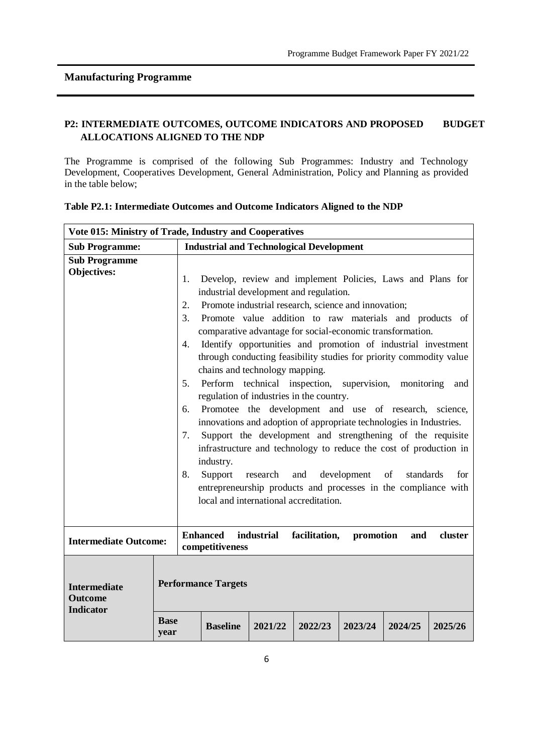## Manufacturing Programme

### P2: INTERMEDIATE OUTCOMES, OUTCOME INDICATORS AND PROPOSED BUDGET ALLOCATIONS ALIGNED TO THE NDP

The Programme is comprised of the following Sub Programmes: Industry and Technology Development, Cooperatives Development, General Administration, Policy and Planning as provided in the table below;

**Table P2.1: Intermediate Outcomes and Outcome Indicators Aligned to the NDP**

| **Vote 015: Ministry of Trade, Industry and Cooperatives** | | | | | | | | |
|---|---|---|---|---|---|---|---|---|
| **Sub Programme:** | **Industrial and Technological Development** | | | | | | | |
| **Sub Programme Objectives:** | 1. Develop, review and implement Policies, Laws and Plans for industrial development and regulation.<br>2. Promote industrial research, science and innovation;<br>3. Promote value addition to raw materials and products of comparative advantage for social-economic transformation.<br>4. Identify opportunities and promotion of industrial investment through conducting feasibility studies for priority commodity value chains and technology mapping.<br>5. Perform technical inspection, supervision, monitoring and regulation of industries in the country.<br>6. Promotee the development and use of research, science, innovations and adoption of appropriate technologies in Industries.<br>7. Support the development and strengthening of the requisite infrastructure and technology to reduce the cost of production in industry.<br>8. Support research and development of standards for entrepreneurship products and processes in the compliance with local and international accreditation. | | | | | | | |
| **Intermediate Outcome:** | **Enhanced industrial facilitation, promotion and cluster competitiveness** | | | | | | | |
| **Intermediate Outcome Indicator** | **Performance Targets** | | | | | | | |
| | **Base year** | **Baseline** | **2021/22** | **2022/23** | **2023/24** | **2024/25** | **2025/26** | |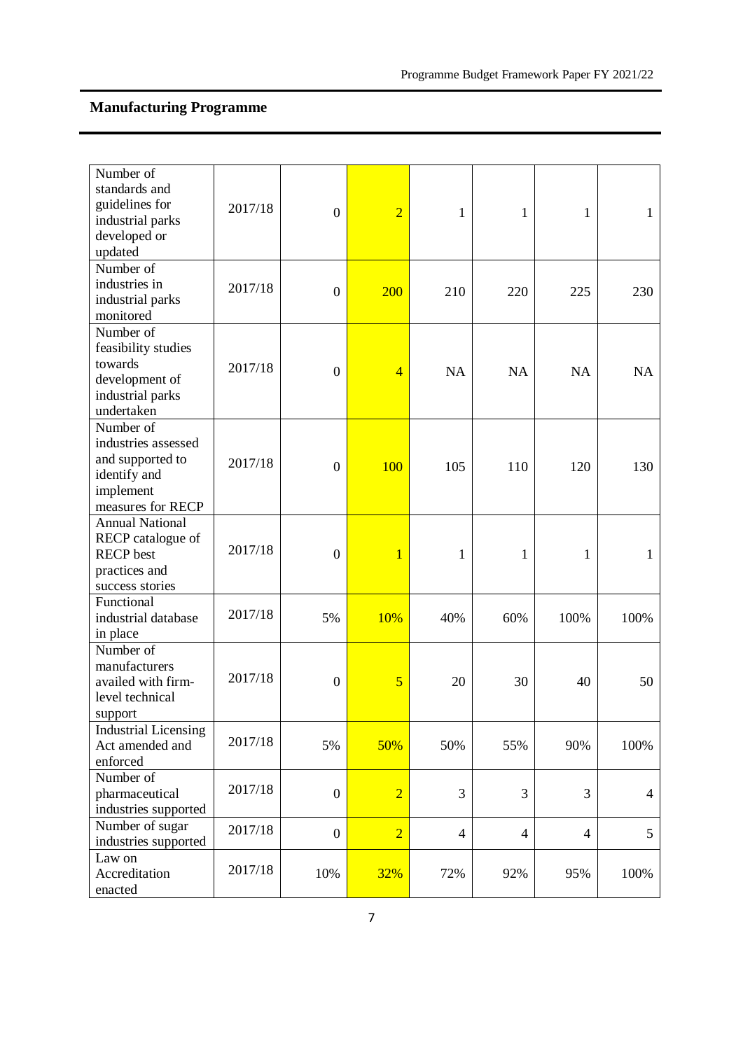## Manufacturing Programme

| | | | | | | | |
|---|---|---|---|---|---|---|---|
| Number of standards and guidelines for industrial parks developed or updated | 2017/18 | 0 | 2 | 1 | 1 | 1 | 1 |
| Number of industries in industrial parks monitored | 2017/18 | 0 | 200 | 210 | 220 | 225 | 230 |
| Number of feasibility studies towards development of industrial parks undertaken | 2017/18 | 0 | 4 | NA | NA | NA | NA |
| Number of industries assessed and supported to identify and implement measures for RECP | 2017/18 | 0 | 100 | 105 | 110 | 120 | 130 |
| Annual National RECP catalogue of RECP best practices and success stories | 2017/18 | 0 | 1 | 1 | 1 | 1 | 1 |
| Functional industrial database in place | 2017/18 | 5% | 10% | 40% | 60% | 100% | 100% |
| Number of manufacturers availed with firm-level technical support | 2017/18 | 0 | 5 | 20 | 30 | 40 | 50 |
| Industrial Licensing Act amended and enforced | 2017/18 | 5% | 50% | 50% | 55% | 90% | 100% |
| Number of pharmaceutical industries supported | 2017/18 | 0 | 2 | 3 | 3 | 3 | 4 |
| Number of sugar industries supported | 2017/18 | 0 | 2 | 4 | 4 | 4 | 5 |
| Law on Accreditation enacted | 2017/18 | 10% | 32% | 72% | 92% | 95% | 100% |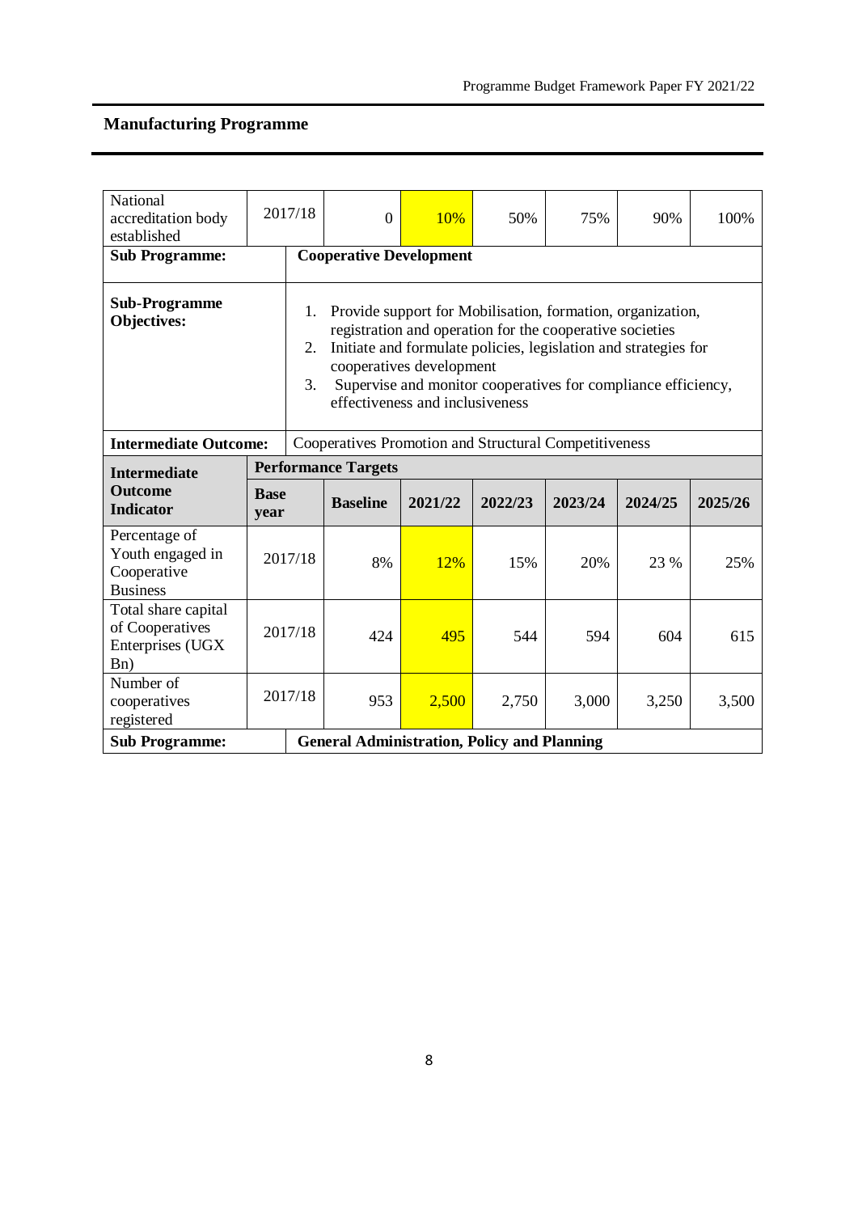## Manufacturing Programme

| | | | | | | | |
|---|---|---|---|---|---|---|---|
| National accreditation body established | 2017/18 | 0 | 10% | 50% | 75% | 90% | 100% |
| **Sub Programme:** | **Cooperative Development** | | | | | | |
| **Sub-Programme Objectives:** | 1. Provide support for Mobilisation, formation, organization, registration and operation for the cooperative societies<br>2. Initiate and formulate policies, legislation and strategies for cooperatives development<br>3. Supervise and monitor cooperatives for compliance efficiency, effectiveness and inclusiveness | | | | | | |
| **Intermediate Outcome:** | Cooperatives Promotion and Structural Competitiveness | | | | | | |
| **Intermediate Outcome Indicator** | **Performance Targets** | | | | | | |
| | **Base year** | **Baseline** | **2021/22** | **2022/23** | **2023/24** | **2024/25** | **2025/26** |
| Percentage of Youth engaged in Cooperative Business | 2017/18 | 8% | 12% | 15% | 20% | 23 % | 25% |
| Total share capital of Cooperatives Enterprises (UGX Bn) | 2017/18 | 424 | 495 | 544 | 594 | 604 | 615 |
| Number of cooperatives registered | 2017/18 | 953 | 2,500 | 2,750 | 3,000 | 3,250 | 3,500 |
| **Sub Programme:** | **General Administration, Policy and Planning** | | | | | | |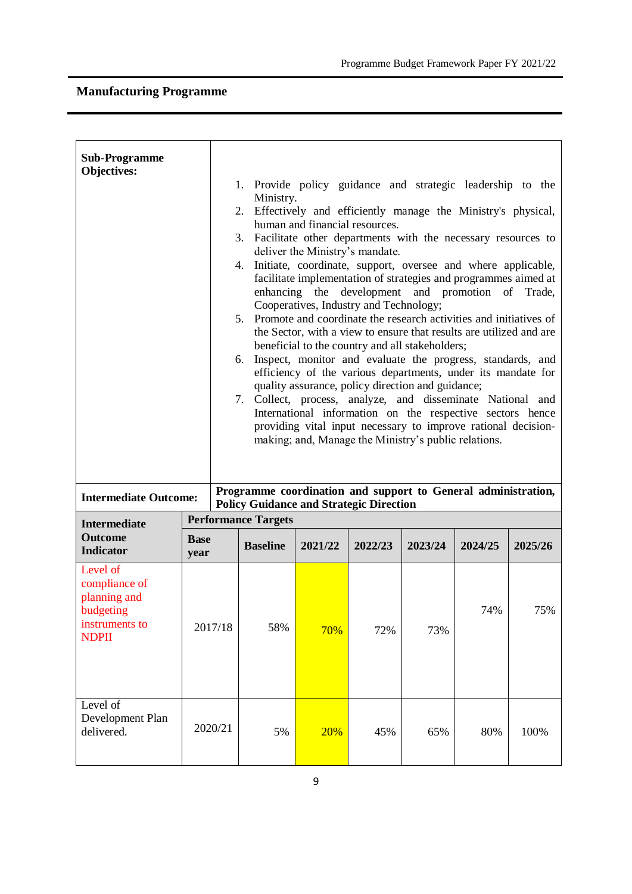## Manufacturing Programme

| Sub-Programme Objectives: | 1. Provide policy guidance and strategic leadership to the Ministry.<br>2. Effectively and efficiently manage the Ministry's physical, human and financial resources.<br>3. Facilitate other departments with the necessary resources to deliver the Ministry's mandate.<br>4. Initiate, coordinate, support, oversee and where applicable, facilitate implementation of strategies and programmes aimed at enhancing the development and promotion of Trade, Cooperatives, Industry and Technology;<br>5. Promote and coordinate the research activities and initiatives of the Sector, with a view to ensure that results are utilized and are beneficial to the country and all stakeholders;<br>6. Inspect, monitor and evaluate the progress, standards, and efficiency of the various departments, under its mandate for quality assurance, policy direction and guidance;<br>7. Collect, process, analyze, and disseminate National and International information on the respective sectors hence providing vital input necessary to improve rational decision-making; and, Manage the Ministry's public relations. |
|---|---|
| **Intermediate Outcome:** | **Programme coordination and support to General administration, Policy Guidance and Strategic Direction** |

| Intermediate Outcome Indicator | Performance Targets | | | | | | |
|---|---|---|---|---|---|---|---|
| | **Base year** | **Baseline** | **2021/22** | **2022/23** | **2023/24** | **2024/25** | **2025/26** |
| Level of compliance of planning and budgeting instruments to NDPII | 2017/18 | 58% | 70% | 72% | 73% | 74% | 75% |
| Level of Development Plan delivered. | 2020/21 | 5% | 20% | 45% | 65% | 80% | 100% |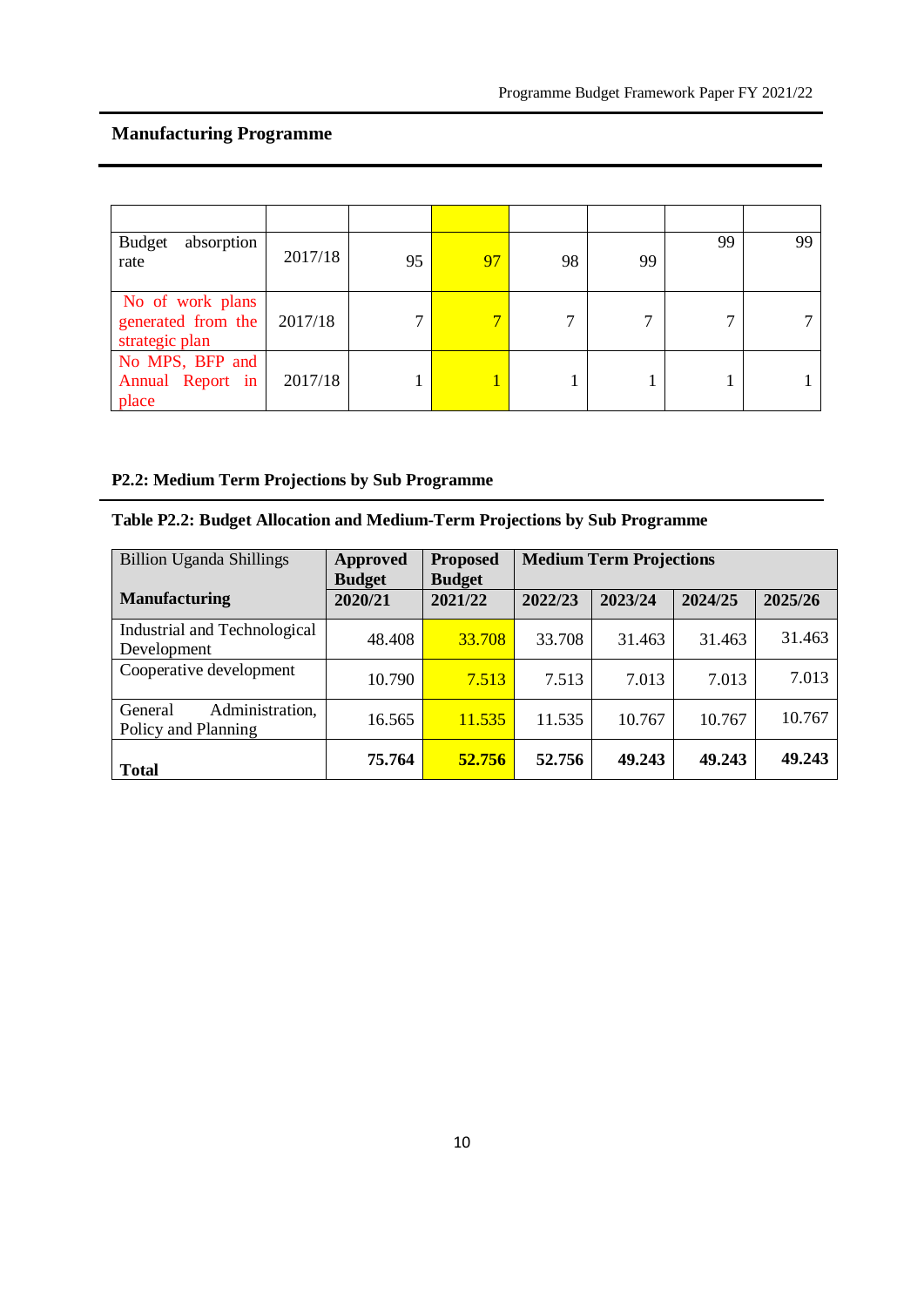## Manufacturing Programme

| | | | | | | | |
|---|---|---|---|---|---|---|---|
| Budget absorption rate | 2017/18 | 95 | 97 | 98 | 99 | 99 | 99 |
| No of work plans generated from the strategic plan | 2017/18 | 7 | 7 | 7 | 7 | 7 | 7 |
| No MPS, BFP and Annual Report in place | 2017/18 | 1 | 1 | 1 | 1 | 1 | 1 |

**P2.2: Medium Term Projections by Sub Programme**

**Table P2.2: Budget Allocation and Medium-Term Projections by Sub Programme**

| Billion Uganda Shillings | **Approved Budget** | **Proposed Budget** | **Medium Term Projections** | | | |
|---|---|---|---|---|---|---|
| **Manufacturing** | **2020/21** | **2021/22** | **2022/23** | **2023/24** | **2024/25** | **2025/26** |
| Industrial and Technological Development | 48.408 | 33.708 | 33.708 | 31.463 | 31.463 | 31.463 |
| Cooperative development | 10.790 | 7.513 | 7.513 | 7.013 | 7.013 | 7.013 |
| General Administration, Policy and Planning | 16.565 | 11.535 | 11.535 | 10.767 | 10.767 | 10.767 |
| **Total** | **75.764** | **52.756** | **52.756** | **49.243** | **49.243** | **49.243** |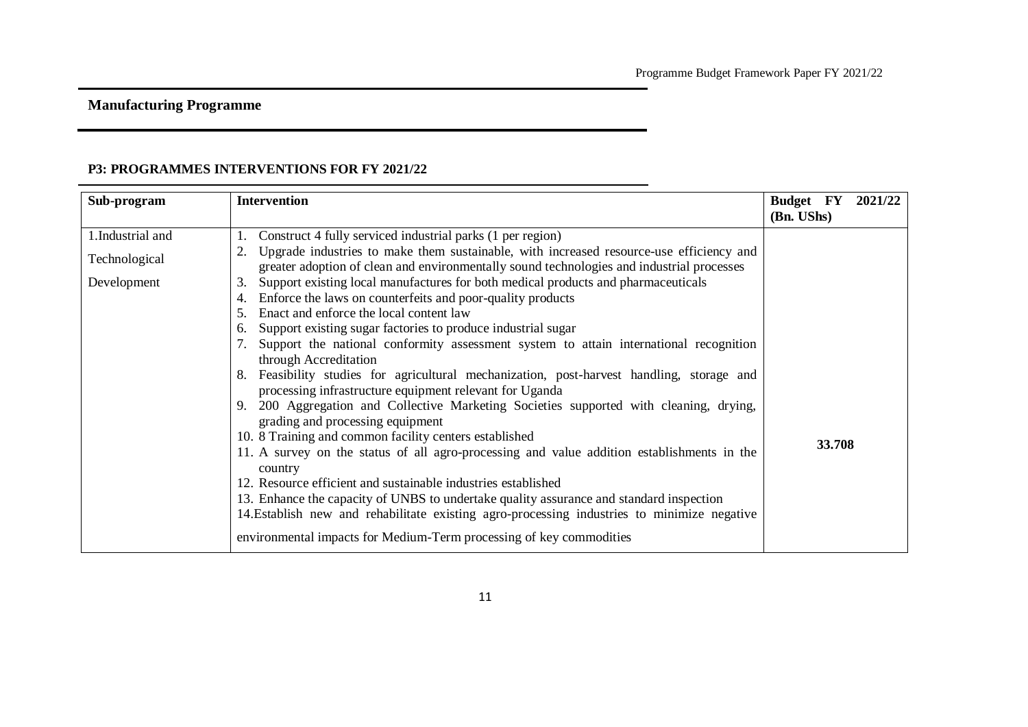## Manufacturing Programme

### P3: PROGRAMMES INTERVENTIONS FOR FY 2021/22

| Sub-program | Intervention | Budget FY 2021/22 (Bn. UShs) |
|---|---|---|
| 1.Industrial and Technological Development | 1. Construct 4 fully serviced industrial parks (1 per region)<br>2. Upgrade industries to make them sustainable, with increased resource-use efficiency and greater adoption of clean and environmentally sound technologies and industrial processes<br>3. Support existing local manufactures for both medical products and pharmaceuticals<br>4. Enforce the laws on counterfeits and poor-quality products<br>5. Enact and enforce the local content law<br>6. Support existing sugar factories to produce industrial sugar<br>7. Support the national conformity assessment system to attain international recognition through Accreditation<br>8. Feasibility studies for agricultural mechanization, post-harvest handling, storage and processing infrastructure equipment relevant for Uganda<br>9. 200 Aggregation and Collective Marketing Societies supported with cleaning, drying, grading and processing equipment<br>10. 8 Training and common facility centers established<br>11. A survey on the status of all agro-processing and value addition establishments in the country<br>12. Resource efficient and sustainable industries established<br>13. Enhance the capacity of UNBS to undertake quality assurance and standard inspection<br>14.Establish new and rehabilitate existing agro-processing industries to minimize negative environmental impacts for Medium-Term processing of key commodities | **33.708** |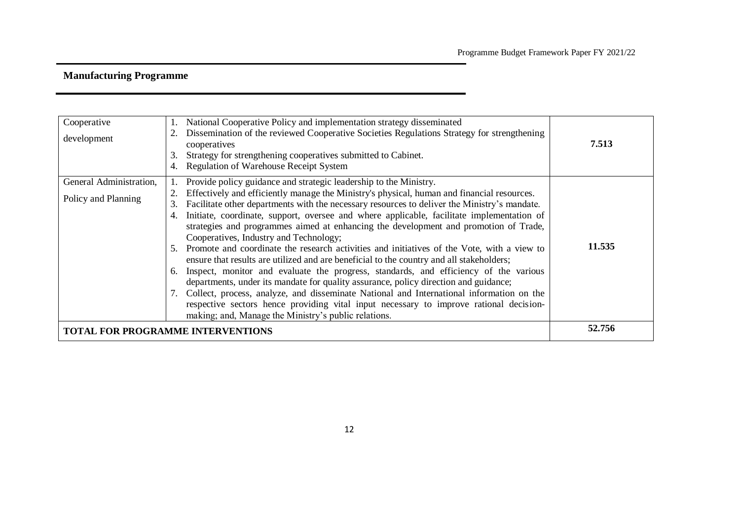## Manufacturing Programme

| | | |
|---|---|---|
| Cooperative development | 1. National Cooperative Policy and implementation strategy disseminated<br>2. Dissemination of the reviewed Cooperative Societies Regulations Strategy for strengthening cooperatives<br>3. Strategy for strengthening cooperatives submitted to Cabinet.<br>4. Regulation of Warehouse Receipt System | **7.513** |
| General Administration, Policy and Planning | 1. Provide policy guidance and strategic leadership to the Ministry.<br>2. Effectively and efficiently manage the Ministry's physical, human and financial resources.<br>3. Facilitate other departments with the necessary resources to deliver the Ministry's mandate.<br>4. Initiate, coordinate, support, oversee and where applicable, facilitate implementation of strategies and programmes aimed at enhancing the development and promotion of Trade, Cooperatives, Industry and Technology;<br>5. Promote and coordinate the research activities and initiatives of the Vote, with a view to ensure that results are utilized and are beneficial to the country and all stakeholders;<br>6. Inspect, monitor and evaluate the progress, standards, and efficiency of the various departments, under its mandate for quality assurance, policy direction and guidance;<br>7. Collect, process, analyze, and disseminate National and International information on the respective sectors hence providing vital input necessary to improve rational decision-making; and, Manage the Ministry's public relations. | **11.535** |
| **TOTAL FOR PROGRAMME INTERVENTIONS** | | **52.756** |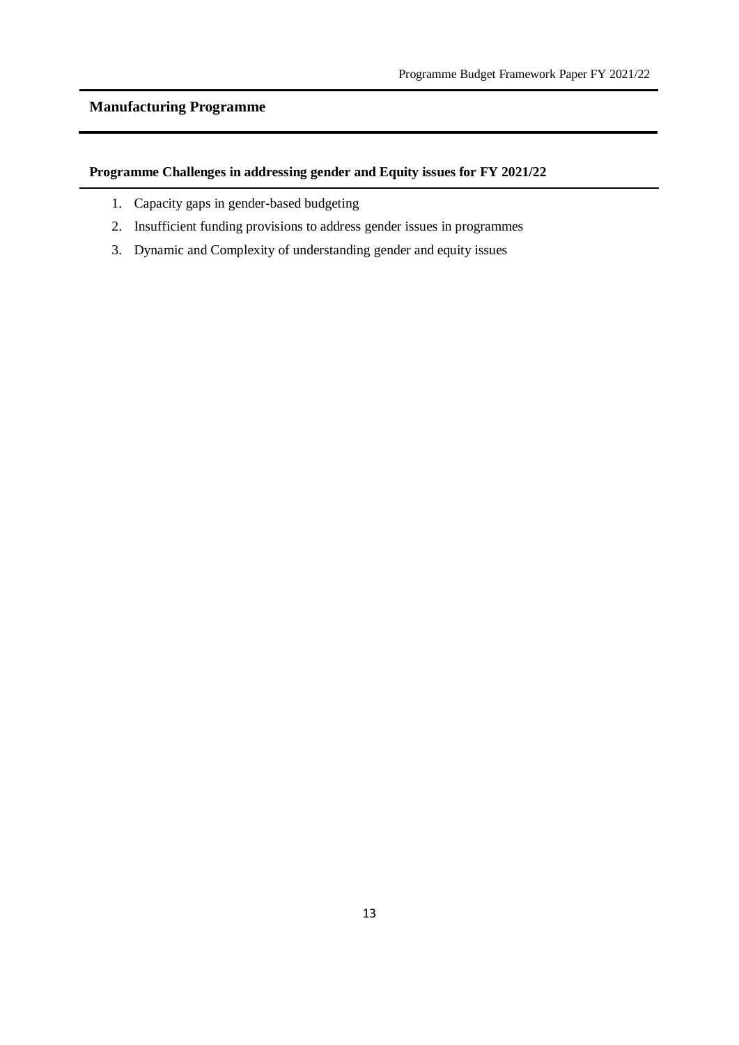## Manufacturing Programme

### Programme Challenges in addressing gender and Equity issues for FY 2021/22

1. Capacity gaps in gender-based budgeting
2. Insufficient funding provisions to address gender issues in programmes
3. Dynamic and Complexity of understanding gender and equity issues